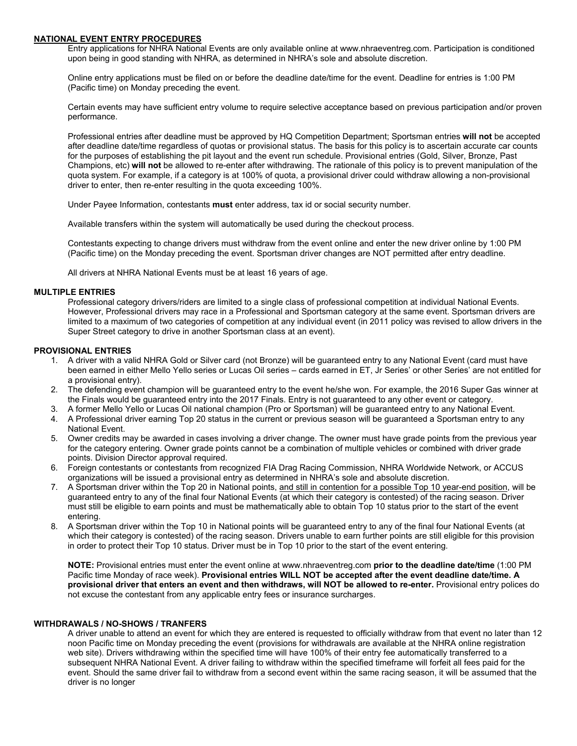## NATIONAL EVENT ENTRY PROCEDURES

Entry applications for NHRA National Events are only available online at www.nhraeventreg.com. Participation is conditioned upon being in good standing with NHRA, as determined in NHRA's sole and absolute discretion.

Online entry applications must be filed on or before the deadline date/time for the event. Deadline for entries is 1:00 PM (Pacific time) on Monday preceding the event.

Certain events may have sufficient entry volume to require selective acceptance based on previous participation and/or proven performance.

Professional entries after deadline must be approved by HQ Competition Department; Sportsman entries **will not** be accepted after deadline date/time regardless of quotas or provisional status. The basis for this policy is to ascertain accurate car counts for the purposes of establishing the pit layout and the event run schedule. Provisional entries (Gold, Silver, Bronze, Past Champions, etc) **will not** be allowed to re-enter after withdrawing. The rationale of this policy is to prevent manipulation of the quota system. For example, if a category is at 100% of quota, a provisional driver could withdraw allowing a non-provisional driver to enter, then re-enter resulting in the quota exceeding 100%.

Under Payee Information, contestants **must** enter address, tax id or social security number.

Available transfers within the system will automatically be used during the checkout process.

Contestants expecting to change drivers must withdraw from the event online and enter the new driver online by 1:00 PM (Pacific time) on the Monday preceding the event. Sportsman driver changes are NOT permitted after entry deadline.

All drivers at NHRA National Events must be at least 16 years of age.

## MULTIPLE ENTRIES

Professional category drivers/riders are limited to a single class of professional competition at individual National Events. However, Professional drivers may race in a Professional and Sportsman category at the same event. Sportsman drivers are limited to a maximum of two categories of competition at any individual event (in 2011 policy was revised to allow drivers in the Super Street category to drive in another Sportsman class at an event).

## PROVISIONAL ENTRIES

1. A driver with a valid NHRA Gold or Silver card (not Bronze) will be guaranteed entry to any National Event (card must have been earned in either Mello Yello series or Lucas Oil series – cards earned in ET, Jr Series' or other Series' are not entitled for a provisional entry).
2. The defending event champion will be guaranteed entry to the event he/she won. For example, the 2016 Super Gas winner at the Finals would be guaranteed entry into the 2017 Finals. Entry is not guaranteed to any other event or category.
3. A former Mello Yello or Lucas Oil national champion (Pro or Sportsman) will be guaranteed entry to any National Event.
4. A Professional driver earning Top 20 status in the current or previous season will be guaranteed a Sportsman entry to any National Event.
5. Owner credits may be awarded in cases involving a driver change. The owner must have grade points from the previous year for the category entering. Owner grade points cannot be a combination of multiple vehicles or combined with driver grade points. Division Director approval required.
6. Foreign contestants or contestants from recognized FIA Drag Racing Commission, NHRA Worldwide Network, or ACCUS organizations will be issued a provisional entry as determined in NHRA's sole and absolute discretion.
7. A Sportsman driver within the Top 20 in National points, and still in contention for a possible Top 10 year-end position, will be guaranteed entry to any of the final four National Events (at which their category is contested) of the racing season. Driver must still be eligible to earn points and must be mathematically able to obtain Top 10 status prior to the start of the event entering.
8. A Sportsman driver within the Top 10 in National points will be guaranteed entry to any of the final four National Events (at which their category is contested) of the racing season. Drivers unable to earn further points are still eligible for this provision in order to protect their Top 10 status. Driver must be in Top 10 prior to the start of the event entering.

**NOTE:** Provisional entries must enter the event online at www.nhraeventreg.com **prior to the deadline date/time** (1:00 PM Pacific time Monday of race week). **Provisional entries WILL NOT be accepted after the event deadline date/time. A provisional driver that enters an event and then withdraws, will NOT be allowed to re-enter.** Provisional entry polices do not excuse the contestant from any applicable entry fees or insurance surcharges.

## WITHDRAWALS / NO-SHOWS / TRANFERS

A driver unable to attend an event for which they are entered is requested to officially withdraw from that event no later than 12 noon Pacific time on Monday preceding the event (provisions for withdrawals are available at the NHRA online registration web site). Drivers withdrawing within the specified time will have 100% of their entry fee automatically transferred to a subsequent NHRA National Event. A driver failing to withdraw within the specified timeframe will forfeit all fees paid for the event. Should the same driver fail to withdraw from a second event within the same racing season, it will be assumed that the driver is no longer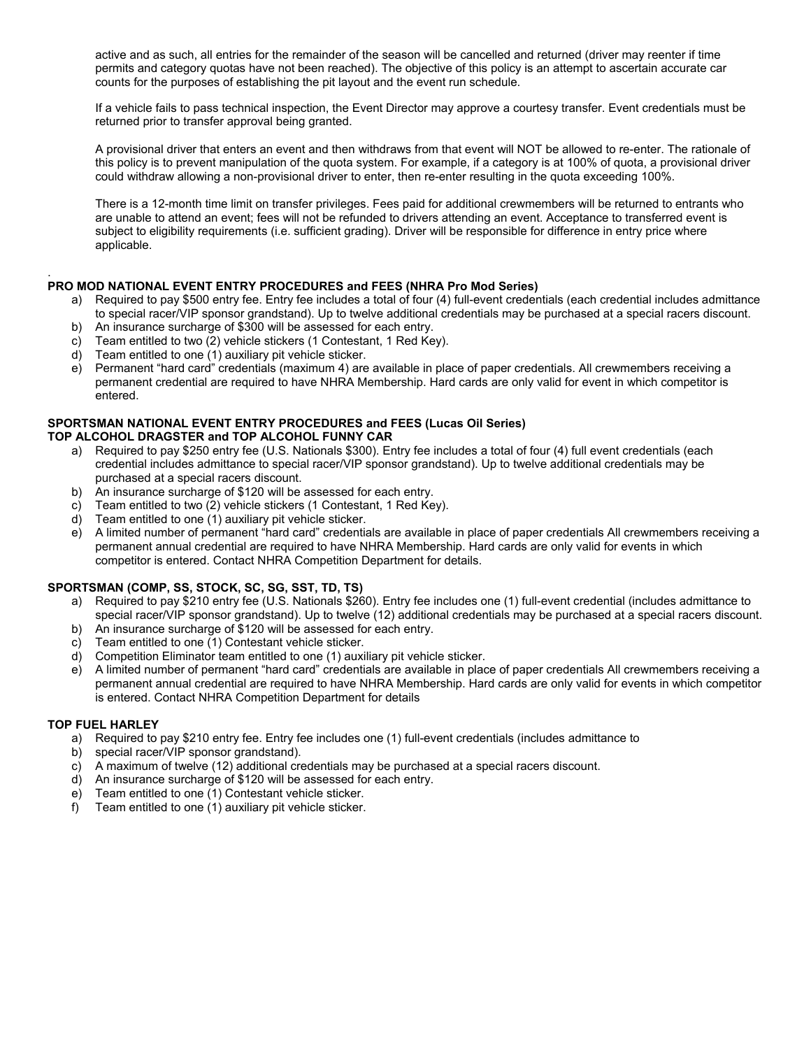active and as such, all entries for the remainder of the season will be cancelled and returned (driver may reenter if time permits and category quotas have not been reached). The objective of this policy is an attempt to ascertain accurate car counts for the purposes of establishing the pit layout and the event run schedule.

If a vehicle fails to pass technical inspection, the Event Director may approve a courtesy transfer. Event credentials must be returned prior to transfer approval being granted.

A provisional driver that enters an event and then withdraws from that event will NOT be allowed to re-enter. The rationale of this policy is to prevent manipulation of the quota system. For example, if a category is at 100% of quota, a provisional driver could withdraw allowing a non-provisional driver to enter, then re-enter resulting in the quota exceeding 100%.

There is a 12-month time limit on transfer privileges. Fees paid for additional crewmembers will be returned to entrants who are unable to attend an event; fees will not be refunded to drivers attending an event. Acceptance to transferred event is subject to eligibility requirements (i.e. sufficient grading). Driver will be responsible for difference in entry price where applicable.

.

**PRO MOD NATIONAL EVENT ENTRY PROCEDURES and FEES (NHRA Pro Mod Series)**

a) Required to pay $500 entry fee. Entry fee includes a total of four (4) full-event credentials (each credential includes admittance to special racer/VIP sponsor grandstand). Up to twelve additional credentials may be purchased at a special racers discount.
b) An insurance surcharge of $300 will be assessed for each entry.
c) Team entitled to two (2) vehicle stickers (1 Contestant, 1 Red Key).
d) Team entitled to one (1) auxiliary pit vehicle sticker.
e) Permanent "hard card" credentials (maximum 4) are available in place of paper credentials. All crewmembers receiving a permanent credential are required to have NHRA Membership. Hard cards are only valid for event in which competitor is entered.

**SPORTSMAN NATIONAL EVENT ENTRY PROCEDURES and FEES (Lucas Oil Series)**
**TOP ALCOHOL DRAGSTER and TOP ALCOHOL FUNNY CAR**

a) Required to pay $250 entry fee (U.S. Nationals $300). Entry fee includes a total of four (4) full event credentials (each credential includes admittance to special racer/VIP sponsor grandstand). Up to twelve additional credentials may be purchased at a special racers discount.
b) An insurance surcharge of $120 will be assessed for each entry.
c) Team entitled to two (2) vehicle stickers (1 Contestant, 1 Red Key).
d) Team entitled to one (1) auxiliary pit vehicle sticker.
e) A limited number of permanent "hard card" credentials are available in place of paper credentials All crewmembers receiving a permanent annual credential are required to have NHRA Membership. Hard cards are only valid for events in which competitor is entered. Contact NHRA Competition Department for details.

**SPORTSMAN (COMP, SS, STOCK, SC, SG, SST, TD, TS)**

a) Required to pay $210 entry fee (U.S. Nationals $260). Entry fee includes one (1) full-event credential (includes admittance to special racer/VIP sponsor grandstand). Up to twelve (12) additional credentials may be purchased at a special racers discount.
b) An insurance surcharge of $120 will be assessed for each entry.
c) Team entitled to one (1) Contestant vehicle sticker.
d) Competition Eliminator team entitled to one (1) auxiliary pit vehicle sticker.
e) A limited number of permanent "hard card" credentials are available in place of paper credentials All crewmembers receiving a permanent annual credential are required to have NHRA Membership. Hard cards are only valid for events in which competitor is entered. Contact NHRA Competition Department for details

**TOP FUEL HARLEY**

a) Required to pay $210 entry fee. Entry fee includes one (1) full-event credentials (includes admittance to
b) special racer/VIP sponsor grandstand).
c) A maximum of twelve (12) additional credentials may be purchased at a special racers discount.
d) An insurance surcharge of $120 will be assessed for each entry.
e) Team entitled to one (1) Contestant vehicle sticker.
f) Team entitled to one (1) auxiliary pit vehicle sticker.